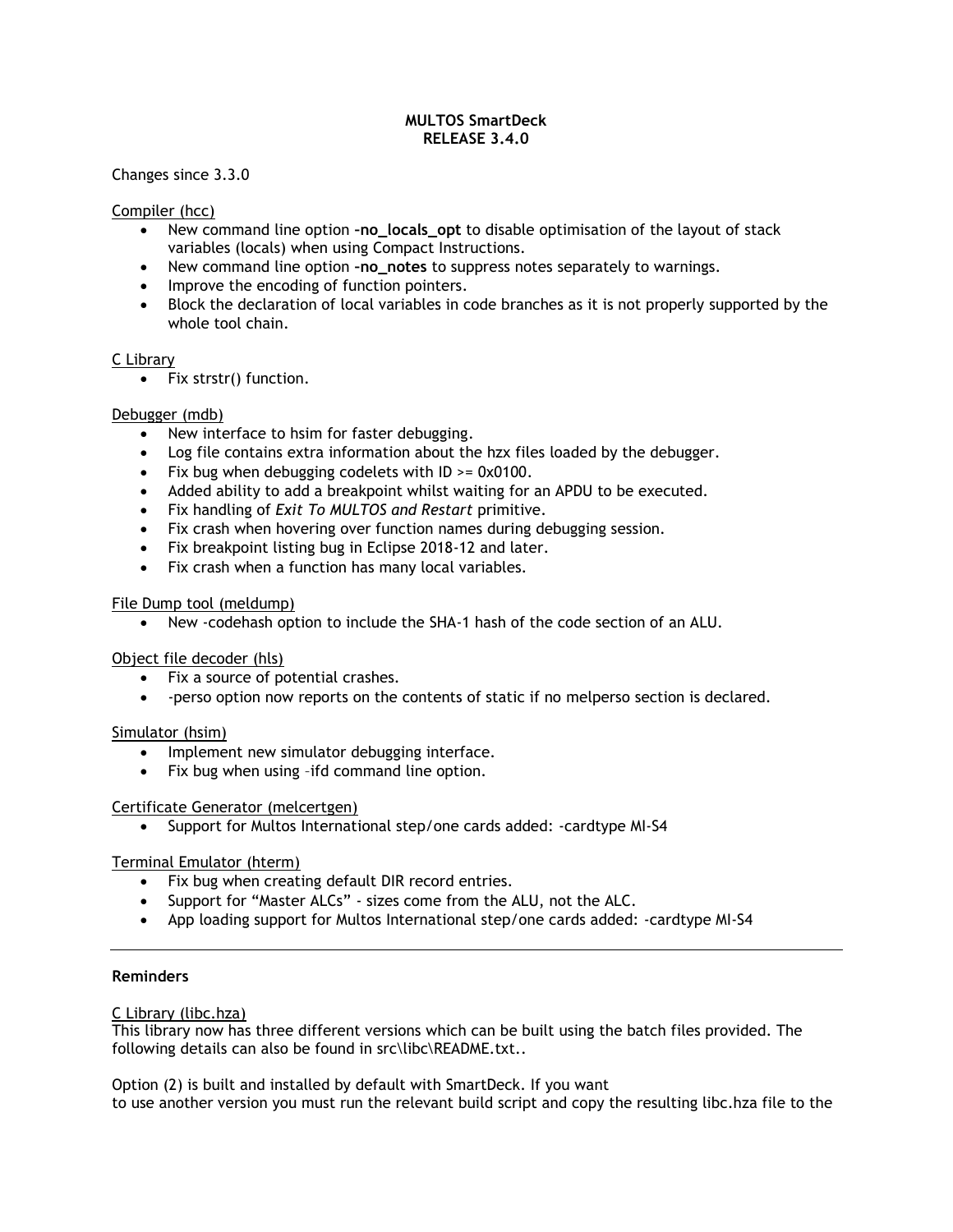**MULTOS SmartDeck**
**RELEASE 3.4.0**

Changes since 3.3.0

Compiler (hcc)

- New command line option **–no_locals_opt** to disable optimisation of the layout of stack variables (locals) when using Compact Instructions.
- New command line option **–no_notes** to suppress notes separately to warnings.
- Improve the encoding of function pointers.
- Block the declaration of local variables in code branches as it is not properly supported by the whole tool chain.

C Library

- Fix strstr() function.

Debugger (mdb)

- New interface to hsim for faster debugging.
- Log file contains extra information about the hzx files loaded by the debugger.
- Fix bug when debugging codelets with ID >= 0x0100.
- Added ability to add a breakpoint whilst waiting for an APDU to be executed.
- Fix handling of *Exit To MULTOS and Restart* primitive.
- Fix crash when hovering over function names during debugging session.
- Fix breakpoint listing bug in Eclipse 2018-12 and later.
- Fix crash when a function has many local variables.

File Dump tool (meldump)

- New -codehash option to include the SHA-1 hash of the code section of an ALU.

Object file decoder (hls)

- Fix a source of potential crashes.
- -perso option now reports on the contents of static if no melperso section is declared.

Simulator (hsim)

- Implement new simulator debugging interface.
- Fix bug when using –ifd command line option.

Certificate Generator (melcertgen)

- Support for Multos International step/one cards added: -cardtype MI-S4

Terminal Emulator (hterm)

- Fix bug when creating default DIR record entries.
- Support for “Master ALCs” - sizes come from the ALU, not the ALC.
- App loading support for Multos International step/one cards added: -cardtype MI-S4

---

**Reminders**

C Library (libc.hza)

This library now has three different versions which can be built using the batch files provided. The following details can also be found in src\libc\README.txt..

Option (2) is built and installed by default with SmartDeck. If you want
to use another version you must run the relevant build script and copy the resulting libc.hza file to the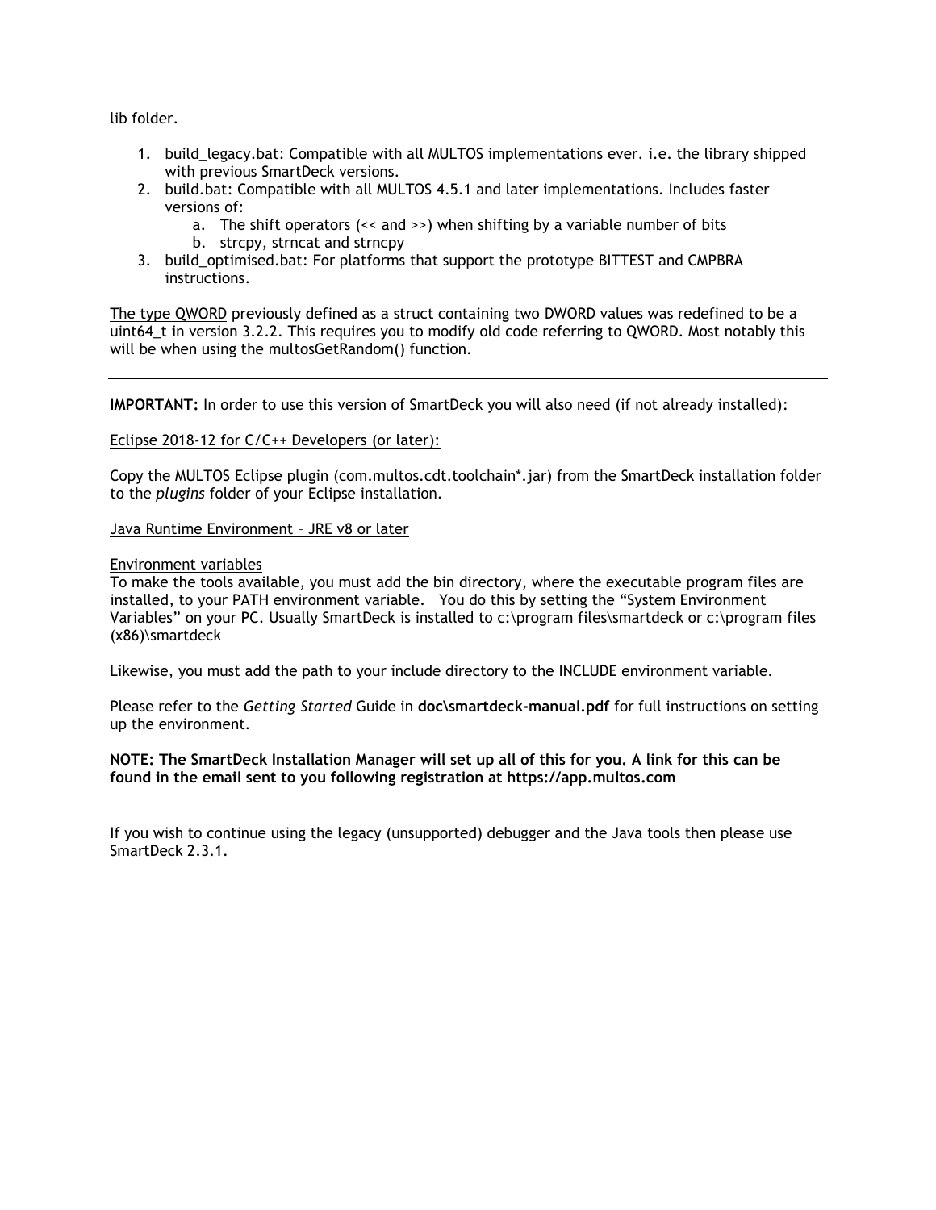lib folder.

1. build_legacy.bat: Compatible with all MULTOS implementations ever. i.e. the library shipped with previous SmartDeck versions.
2. build.bat: Compatible with all MULTOS 4.5.1 and later implementations. Includes faster versions of:
    a. The shift operators (<< and >>) when shifting by a variable number of bits
    b. strcpy, strncat and strncpy
3. build_optimised.bat: For platforms that support the prototype BITTEST and CMPBRA instructions.

<u>The type QWORD</u> previously defined as a struct containing two DWORD values was redefined to be a uint64_t in version 3.2.2. This requires you to modify old code referring to QWORD. Most notably this will be when using the multosGetRandom() function.

---

**IMPORTANT:** In order to use this version of SmartDeck you will also need (if not already installed):

<u>Eclipse 2018-12 for C/C++ Developers (or later):</u>

Copy the MULTOS Eclipse plugin (com.multos.cdt.toolchain*.jar) from the SmartDeck installation folder to the *plugins* folder of your Eclipse installation.

<u>Java Runtime Environment – JRE v8 or later</u>

<u>Environment variables</u>
To make the tools available, you must add the bin directory, where the executable program files are installed, to your PATH environment variable. You do this by setting the "System Environment Variables" on your PC. Usually SmartDeck is installed to c:\program files\smartdeck or c:\program files (x86)\smartdeck

Likewise, you must add the path to your include directory to the INCLUDE environment variable.

Please refer to the *Getting Started* Guide in **doc\smartdeck-manual.pdf** for full instructions on setting up the environment.

**NOTE: The SmartDeck Installation Manager will set up all of this for you. A link for this can be found in the email sent to you following registration at https://app.multos.com**

---

If you wish to continue using the legacy (unsupported) debugger and the Java tools then please use SmartDeck 2.3.1.